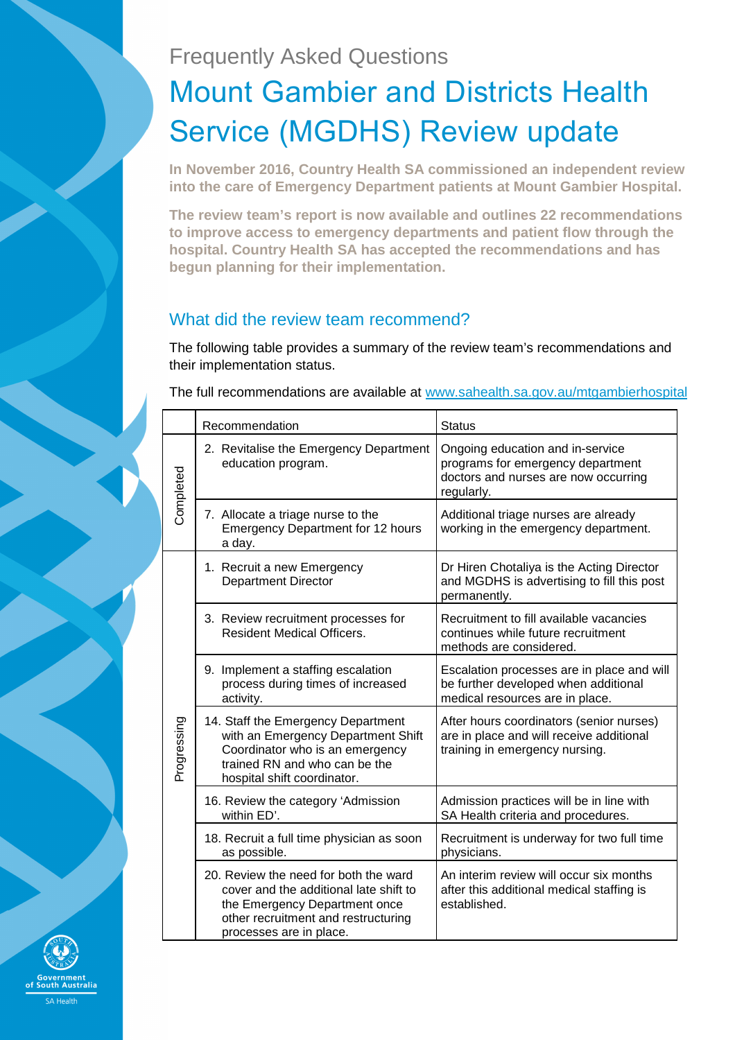Frequently Asked Questions

# Mount Gambier and Districts Health Service (MGDHS) Review update

**In November 2016, Country Health SA commissioned an independent review into the care of Emergency Department patients at Mount Gambier Hospital.**

**The review team's report is now available and outlines 22 recommendations to improve access to emergency departments and patient flow through the hospital. Country Health SA has accepted the recommendations and has begun planning for their implementation.**

## What did the review team recommend?

The following table provides a summary of the review team's recommendations and their implementation status.

The full recommendations are available at [www.sahealth.sa.gov.au/mtgambierhospital](www.sahealth.sa.gov.au/mtgambierhospital)

| | Recommendation | Status |
|---|---|---|
| Completed | 2. Revitalise the Emergency Department education program. | Ongoing education and in-service programs for emergency department doctors and nurses are now occurring regularly. |
| | 7. Allocate a triage nurse to the Emergency Department for 12 hours a day. | Additional triage nurses are already working in the emergency department. |
| Progressing | 1. Recruit a new Emergency Department Director | Dr Hiren Chotaliya is the Acting Director and MGDHS is advertising to fill this post permanently. |
| | 3. Review recruitment processes for Resident Medical Officers. | Recruitment to fill available vacancies continues while future recruitment methods are considered. |
| | 9. Implement a staffing escalation process during times of increased activity. | Escalation processes are in place and will be further developed when additional medical resources are in place. |
| | 14. Staff the Emergency Department with an Emergency Department Shift Coordinator who is an emergency trained RN and who can be the hospital shift coordinator. | After hours coordinators (senior nurses) are in place and will receive additional training in emergency nursing. |
| | 16. Review the category 'Admission within ED'. | Admission practices will be in line with SA Health criteria and procedures. |
| | 18. Recruit a full time physician as soon as possible. | Recruitment is underway for two full time physicians. |
| | 20. Review the need for both the ward cover and the additional late shift to the Emergency Department once other recruitment and restructuring processes are in place. | An interim review will occur six months after this additional medical staffing is established. |

Government of South Australia
SA Health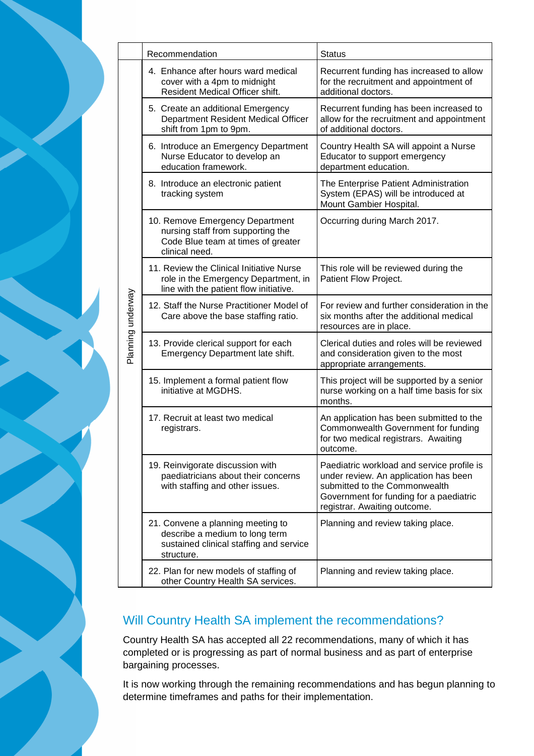| | Recommendation | Status |
|---|---|---|
| Planning underway | 4. Enhance after hours ward medical cover with a 4pm to midnight Resident Medical Officer shift. | Recurrent funding has increased to allow for the recruitment and appointment of additional doctors. |
| | 5. Create an additional Emergency Department Resident Medical Officer shift from 1pm to 9pm. | Recurrent funding has been increased to allow for the recruitment and appointment of additional doctors. |
| | 6. Introduce an Emergency Department Nurse Educator to develop an education framework. | Country Health SA will appoint a Nurse Educator to support emergency department education. |
| | 8. Introduce an electronic patient tracking system | The Enterprise Patient Administration System (EPAS) will be introduced at Mount Gambier Hospital. |
| | 10. Remove Emergency Department nursing staff from supporting the Code Blue team at times of greater clinical need. | Occurring during March 2017. |
| | 11. Review the Clinical Initiative Nurse role in the Emergency Department, in line with the patient flow initiative. | This role will be reviewed during the Patient Flow Project. |
| | 12. Staff the Nurse Practitioner Model of Care above the base staffing ratio. | For review and further consideration in the six months after the additional medical resources are in place. |
| | 13. Provide clerical support for each Emergency Department late shift. | Clerical duties and roles will be reviewed and consideration given to the most appropriate arrangements. |
| | 15. Implement a formal patient flow initiative at MGDHS. | This project will be supported by a senior nurse working on a half time basis for six months. |
| | 17. Recruit at least two medical registrars. | An application has been submitted to the Commonwealth Government for funding for two medical registrars. Awaiting outcome. |
| | 19. Reinvigorate discussion with paediatricians about their concerns with staffing and other issues. | Paediatric workload and service profile is under review. An application has been submitted to the Commonwealth Government for funding for a paediatric registrar. Awaiting outcome. |
| | 21. Convene a planning meeting to describe a medium to long term sustained clinical staffing and service structure. | Planning and review taking place. |
| | 22. Plan for new models of staffing of other Country Health SA services. | Planning and review taking place. |

## Will Country Health SA implement the recommendations?

Country Health SA has accepted all 22 recommendations, many of which it has completed or is progressing as part of normal business and as part of enterprise bargaining processes.

It is now working through the remaining recommendations and has begun planning to determine timeframes and paths for their implementation.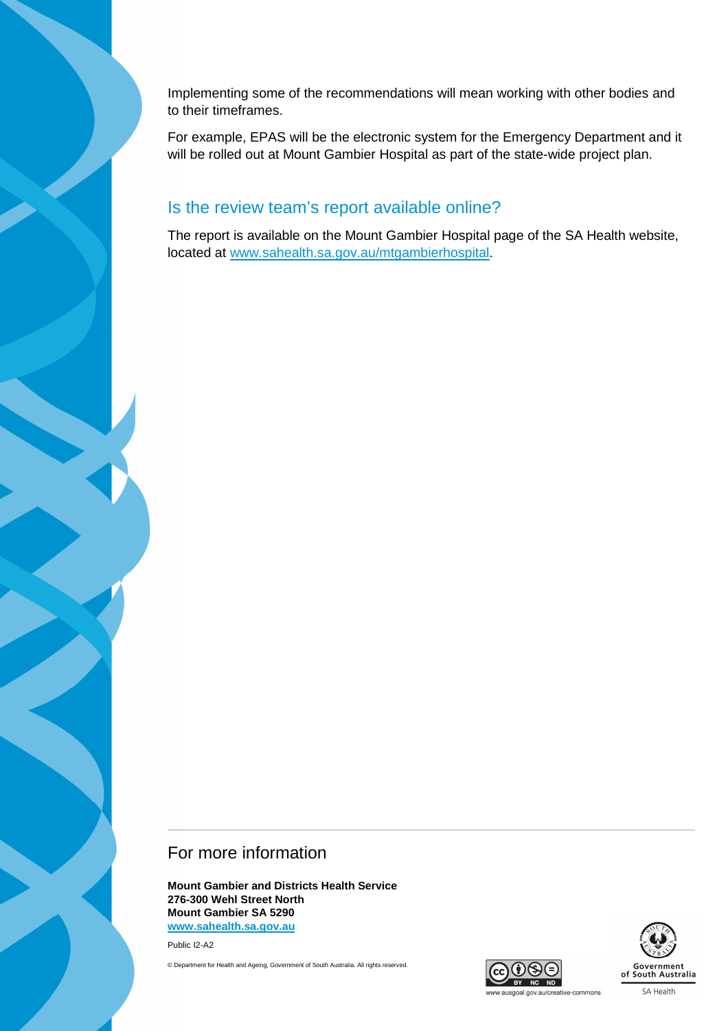Implementing some of the recommendations will mean working with other bodies and to their timeframes.

For example, EPAS will be the electronic system for the Emergency Department and it will be rolled out at Mount Gambier Hospital as part of the state-wide project plan.

## Is the review team's report available online?

The report is available on the Mount Gambier Hospital page of the SA Health website, located at www.sahealth.sa.gov.au/mtgambierhospital.

## For more information

**Mount Gambier and Districts Health Service**
**276-300 Wehl Street North**
**Mount Gambier SA 5290**
**www.sahealth.sa.gov.au**

Public I2-A2

© Department for Health and Ageing, Government of South Australia. All rights reserved.

www.ausgoal.gov.au/creative-commons

Government of South Australia

SA Health